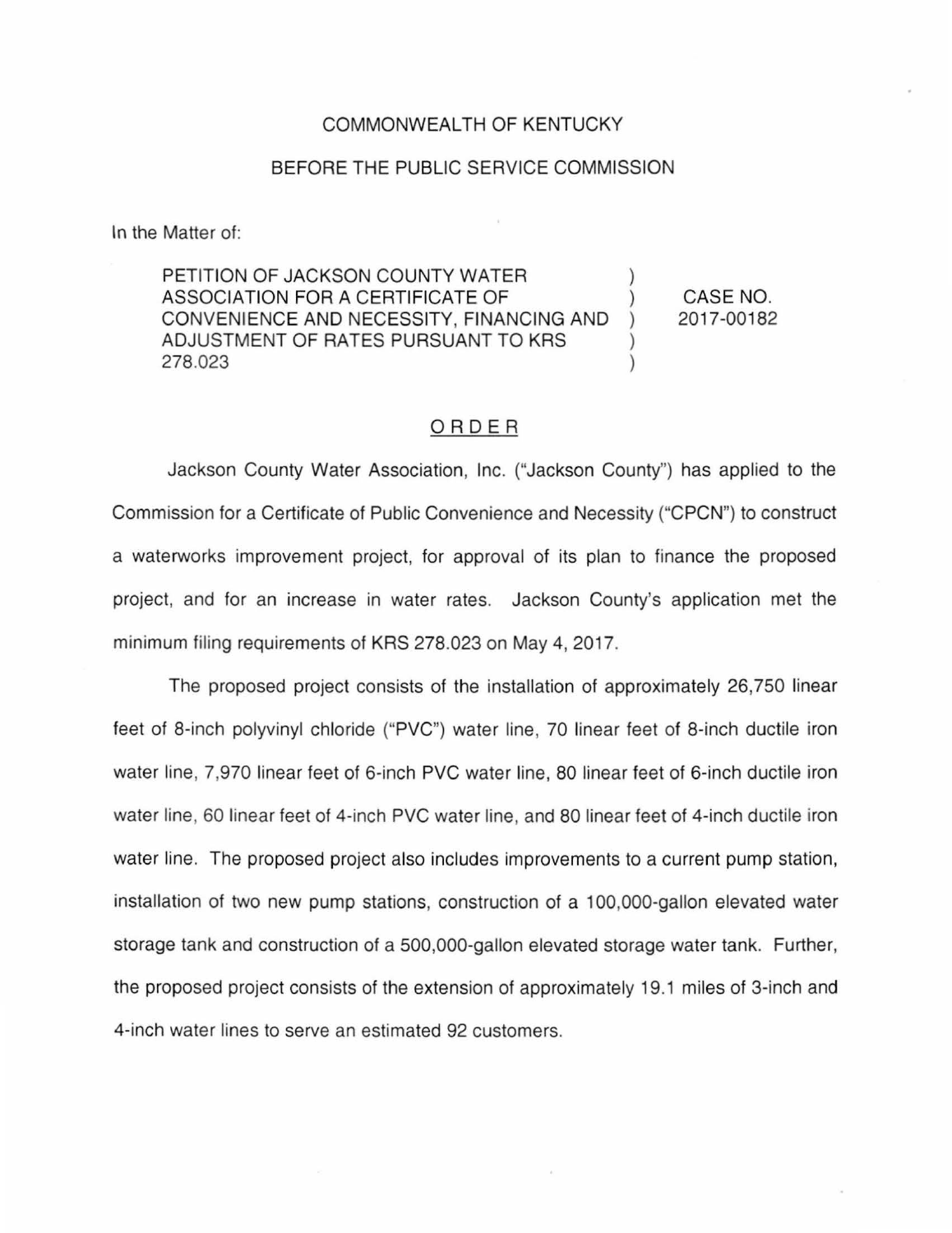COMMONWEALTH OF KENTUCKY

BEFORE THE PUBLIC SERVICE COMMISSION

In the Matter of:

| | | |
|---|---|---|
| PETITION OF JACKSON COUNTY WATER ASSOCIATION FOR A CERTIFICATE OF CONVENIENCE AND NECESSITY, FINANCING AND ADJUSTMENT OF RATES PURSUANT TO KRS 278.023 | ) ) ) ) ) | CASE NO. 2017-00182 |

## ORDER

Jackson County Water Association, Inc. ("Jackson County") has applied to the Commission for a Certificate of Public Convenience and Necessity ("CPCN") to construct a waterworks improvement project, for approval of its plan to finance the proposed project, and for an increase in water rates. Jackson County's application met the minimum filing requirements of KRS 278.023 on May 4, 2017.

The proposed project consists of the installation of approximately 26,750 linear feet of 8-inch polyvinyl chloride ("PVC") water line, 70 linear feet of 8-inch ductile iron water line, 7,970 linear feet of 6-inch PVC water line, 80 linear feet of 6-inch ductile iron water line, 60 linear feet of 4-inch PVC water line, and 80 linear feet of 4-inch ductile iron water line. The proposed project also includes improvements to a current pump station, installation of two new pump stations, construction of a 100,000-gallon elevated water storage tank and construction of a 500,000-gallon elevated storage water tank. Further, the proposed project consists of the extension of approximately 19.1 miles of 3-inch and 4-inch water lines to serve an estimated 92 customers.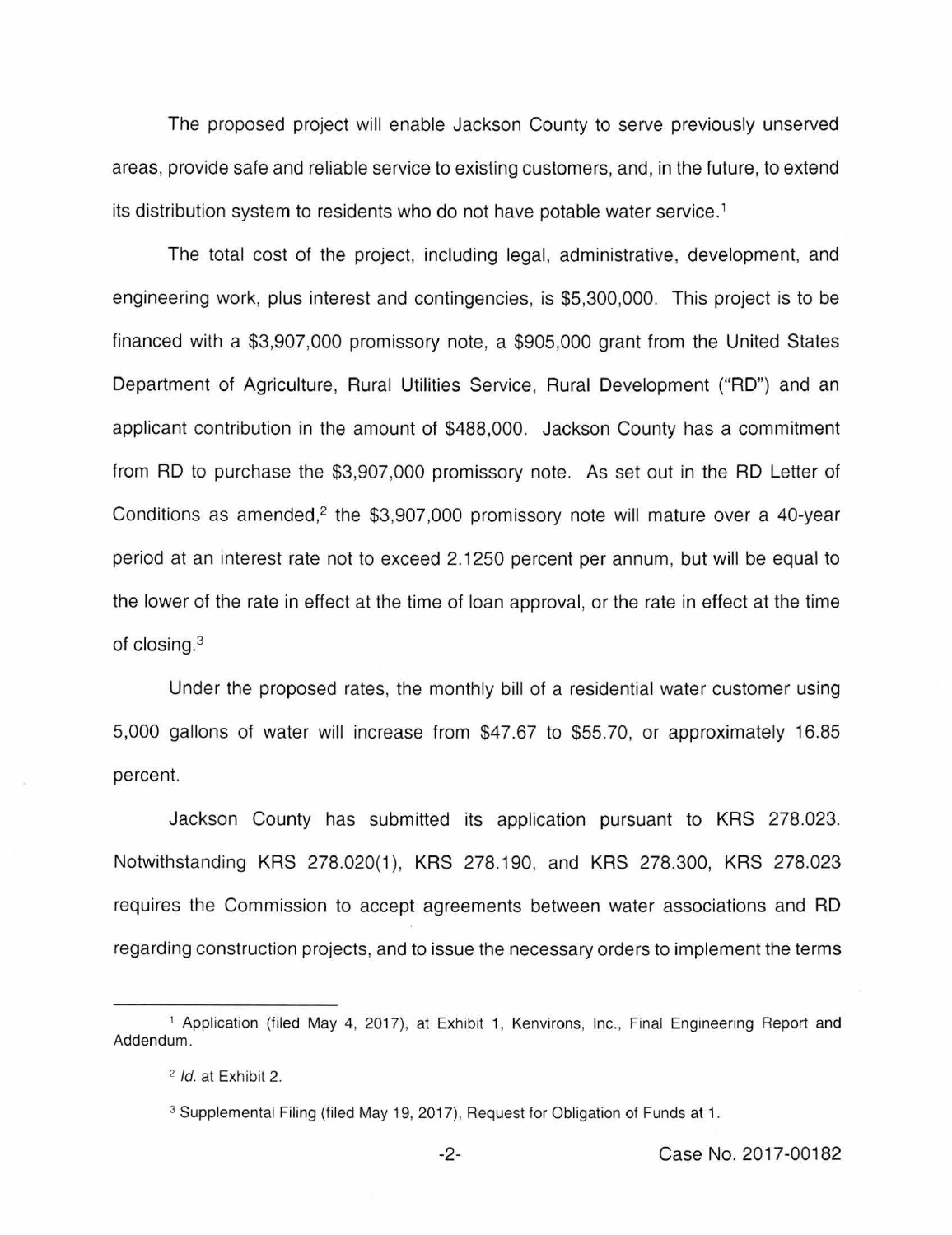The proposed project will enable Jackson County to serve previously unserved areas, provide safe and reliable service to existing customers, and, in the future, to extend its distribution system to residents who do not have potable water service.[1]

The total cost of the project, including legal, administrative, development, and engineering work, plus interest and contingencies, is $5,300,000. This project is to be financed with a $3,907,000 promissory note, a $905,000 grant from the United States Department of Agriculture, Rural Utilities Service, Rural Development ("RD") and an applicant contribution in the amount of $488,000. Jackson County has a commitment from RD to purchase the $3,907,000 promissory note. As set out in the RD Letter of Conditions as amended,[2] the $3,907,000 promissory note will mature over a 40-year period at an interest rate not to exceed 2.1250 percent per annum, but will be equal to the lower of the rate in effect at the time of loan approval, or the rate in effect at the time of closing.[3]

Under the proposed rates, the monthly bill of a residential water customer using 5,000 gallons of water will increase from $47.67 to $55.70, or approximately 16.85 percent.

Jackson County has submitted its application pursuant to KRS 278.023. Notwithstanding KRS 278.020(1), KRS 278.190, and KRS 278.300, KRS 278.023 requires the Commission to accept agreements between water associations and RD regarding construction projects, and to issue the necessary orders to implement the terms

---

[1] Application (filed May 4, 2017), at Exhibit 1, Kenvirons, Inc., Final Engineering Report and Addendum.

[2] *Id.* at Exhibit 2.

[3] Supplemental Filing (filed May 19, 2017), Request for Obligation of Funds at 1.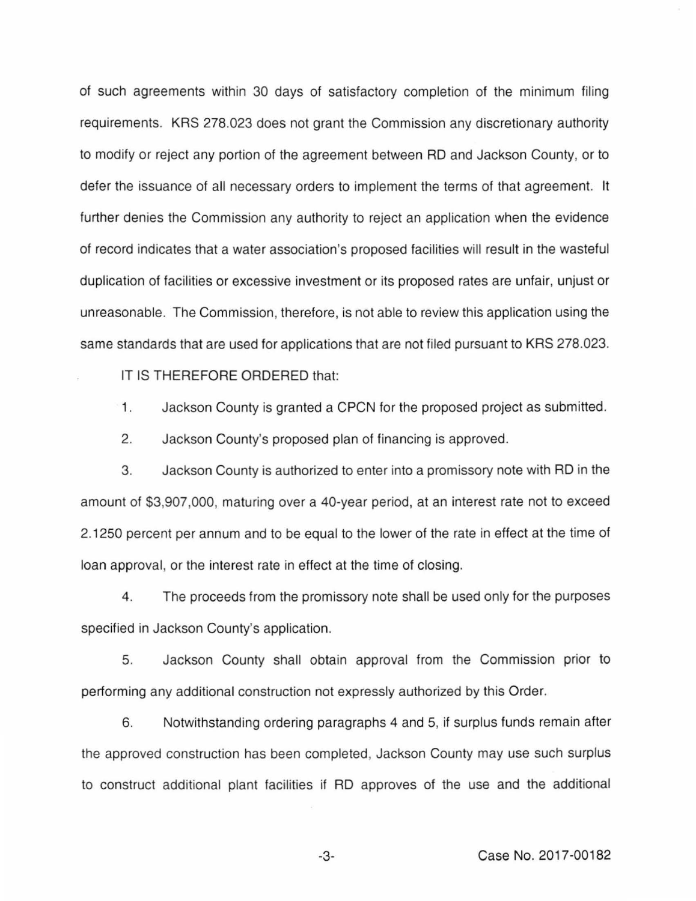of such agreements within 30 days of satisfactory completion of the minimum filing requirements. KRS 278.023 does not grant the Commission any discretionary authority to modify or reject any portion of the agreement between RD and Jackson County, or to defer the issuance of all necessary orders to implement the terms of that agreement. It further denies the Commission any authority to reject an application when the evidence of record indicates that a water association's proposed facilities will result in the wasteful duplication of facilities or excessive investment or its proposed rates are unfair, unjust or unreasonable. The Commission, therefore, is not able to review this application using the same standards that are used for applications that are not filed pursuant to KRS 278.023.

IT IS THEREFORE ORDERED that:

1. Jackson County is granted a CPCN for the proposed project as submitted.

2. Jackson County's proposed plan of financing is approved.

3. Jackson County is authorized to enter into a promissory note with RD in the amount of $3,907,000, maturing over a 40-year period, at an interest rate not to exceed 2.1250 percent per annum and to be equal to the lower of the rate in effect at the time of loan approval, or the interest rate in effect at the time of closing.

4. The proceeds from the promissory note shall be used only for the purposes specified in Jackson County's application.

5. Jackson County shall obtain approval from the Commission prior to performing any additional construction not expressly authorized by this Order.

6. Notwithstanding ordering paragraphs 4 and 5, if surplus funds remain after the approved construction has been completed, Jackson County may use such surplus to construct additional plant facilities if RD approves of the use and the additional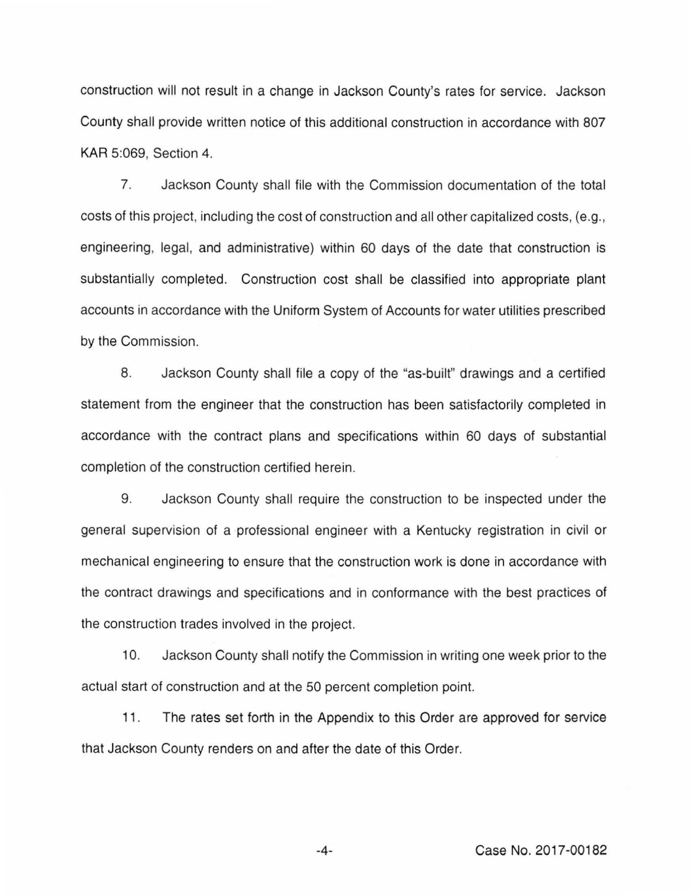construction will not result in a change in Jackson County's rates for service. Jackson County shall provide written notice of this additional construction in accordance with 807 KAR 5:069, Section 4.

7. Jackson County shall file with the Commission documentation of the total costs of this project, including the cost of construction and all other capitalized costs, (e.g., engineering, legal, and administrative) within 60 days of the date that construction is substantially completed. Construction cost shall be classified into appropriate plant accounts in accordance with the Uniform System of Accounts for water utilities prescribed by the Commission.

8. Jackson County shall file a copy of the "as-built" drawings and a certified statement from the engineer that the construction has been satisfactorily completed in accordance with the contract plans and specifications within 60 days of substantial completion of the construction certified herein.

9. Jackson County shall require the construction to be inspected under the general supervision of a professional engineer with a Kentucky registration in civil or mechanical engineering to ensure that the construction work is done in accordance with the contract drawings and specifications and in conformance with the best practices of the construction trades involved in the project.

10. Jackson County shall notify the Commission in writing one week prior to the actual start of construction and at the 50 percent completion point.

11. The rates set forth in the Appendix to this Order are approved for service that Jackson County renders on and after the date of this Order.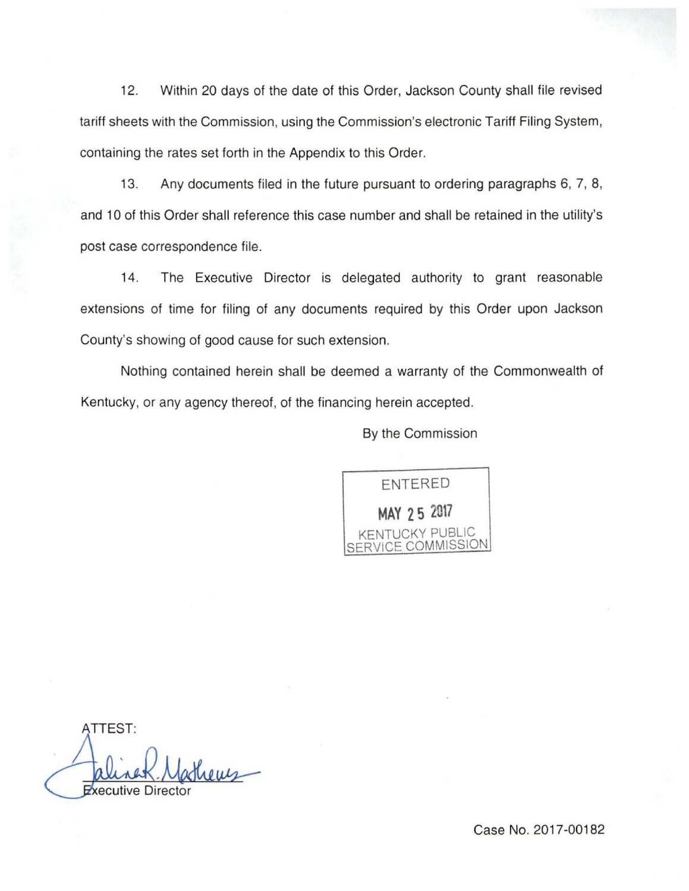12. Within 20 days of the date of this Order, Jackson County shall file revised tariff sheets with the Commission, using the Commission's electronic Tariff Filing System, containing the rates set forth in the Appendix to this Order.

13. Any documents filed in the future pursuant to ordering paragraphs 6, 7, 8, and 10 of this Order shall reference this case number and shall be retained in the utility's post case correspondence file.

14. The Executive Director is delegated authority to grant reasonable extensions of time for filing of any documents required by this Order upon Jackson County's showing of good cause for such extension.

Nothing contained herein shall be deemed a warranty of the Commonwealth of Kentucky, or any agency thereof, of the financing herein accepted.

By the Commission

ENTERED
MAY 25 2017
KENTUCKY PUBLIC SERVICE COMMISSION

ATTEST:

Executive Director

Case No. 2017-00182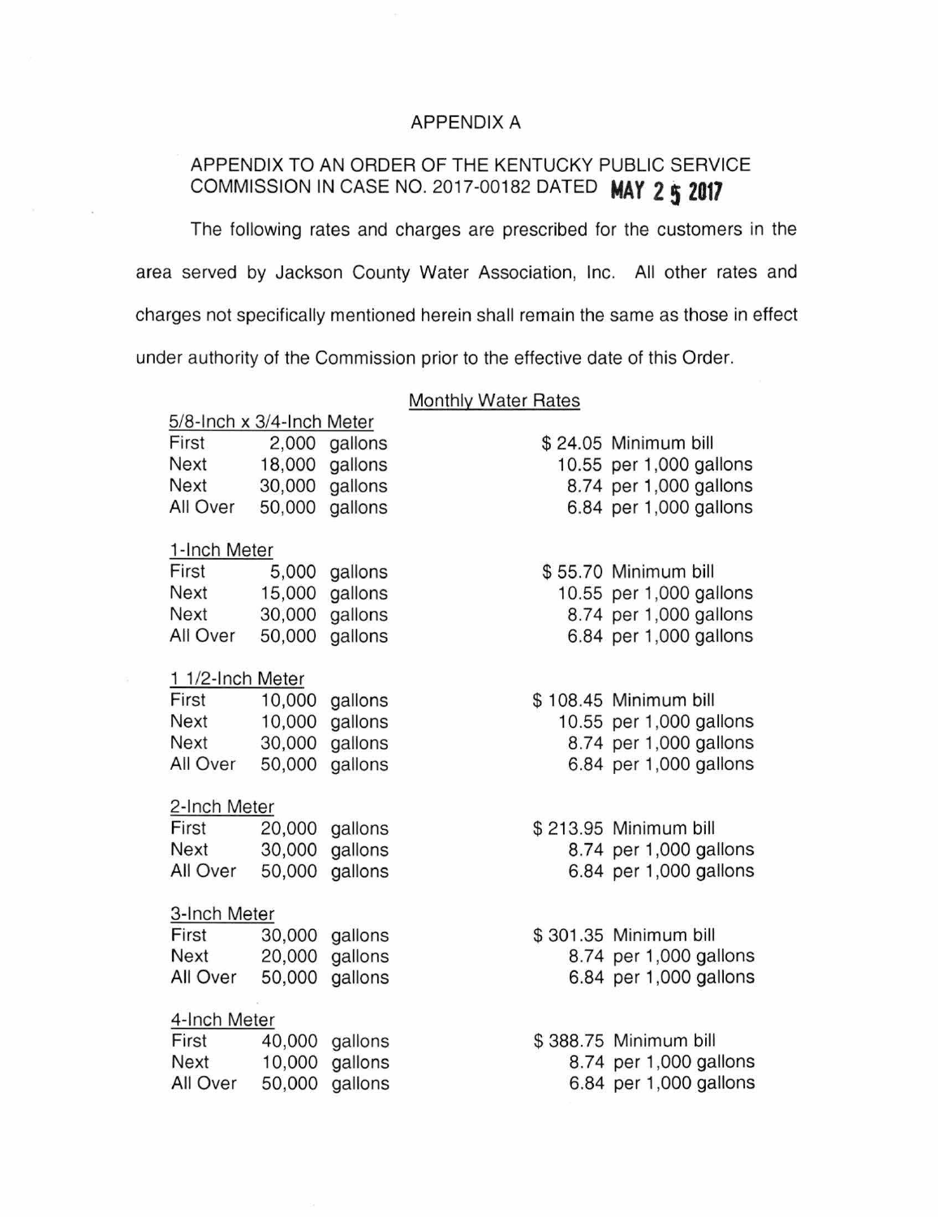APPENDIX A

APPENDIX TO AN ORDER OF THE KENTUCKY PUBLIC SERVICE COMMISSION IN CASE NO. 2017-00182 DATED MAY 25 2017

The following rates and charges are prescribed for the customers in the area served by Jackson County Water Association, Inc. All other rates and charges not specifically mentioned herein shall remain the same as those in effect under authority of the Commission prior to the effective date of this Order.

Monthly Water Rates

5/8-Inch x 3/4-Inch Meter

| | | |
|---|---|---|
| First | 2,000 gallons | $ 24.05 Minimum bill |
| Next | 18,000 gallons | 10.55 per 1,000 gallons |
| Next | 30,000 gallons | 8.74 per 1,000 gallons |
| All Over | 50,000 gallons | 6.84 per 1,000 gallons |

1-Inch Meter

| | | |
|---|---|---|
| First | 5,000 gallons | $ 55.70 Minimum bill |
| Next | 15,000 gallons | 10.55 per 1,000 gallons |
| Next | 30,000 gallons | 8.74 per 1,000 gallons |
| All Over | 50,000 gallons | 6.84 per 1,000 gallons |

1 1/2-Inch Meter

| | | |
|---|---|---|
| First | 10,000 gallons | $ 108.45 Minimum bill |
| Next | 10,000 gallons | 10.55 per 1,000 gallons |
| Next | 30,000 gallons | 8.74 per 1,000 gallons |
| All Over | 50,000 gallons | 6.84 per 1,000 gallons |

2-Inch Meter

| | | |
|---|---|---|
| First | 20,000 gallons | $ 213.95 Minimum bill |
| Next | 30,000 gallons | 8.74 per 1,000 gallons |
| All Over | 50,000 gallons | 6.84 per 1,000 gallons |

3-Inch Meter

| | | |
|---|---|---|
| First | 30,000 gallons | $ 301.35 Minimum bill |
| Next | 20,000 gallons | 8.74 per 1,000 gallons |
| All Over | 50,000 gallons | 6.84 per 1,000 gallons |

4-Inch Meter

| | | |
|---|---|---|
| First | 40,000 gallons | $ 388.75 Minimum bill |
| Next | 10,000 gallons | 8.74 per 1,000 gallons |
| All Over | 50,000 gallons | 6.84 per 1,000 gallons |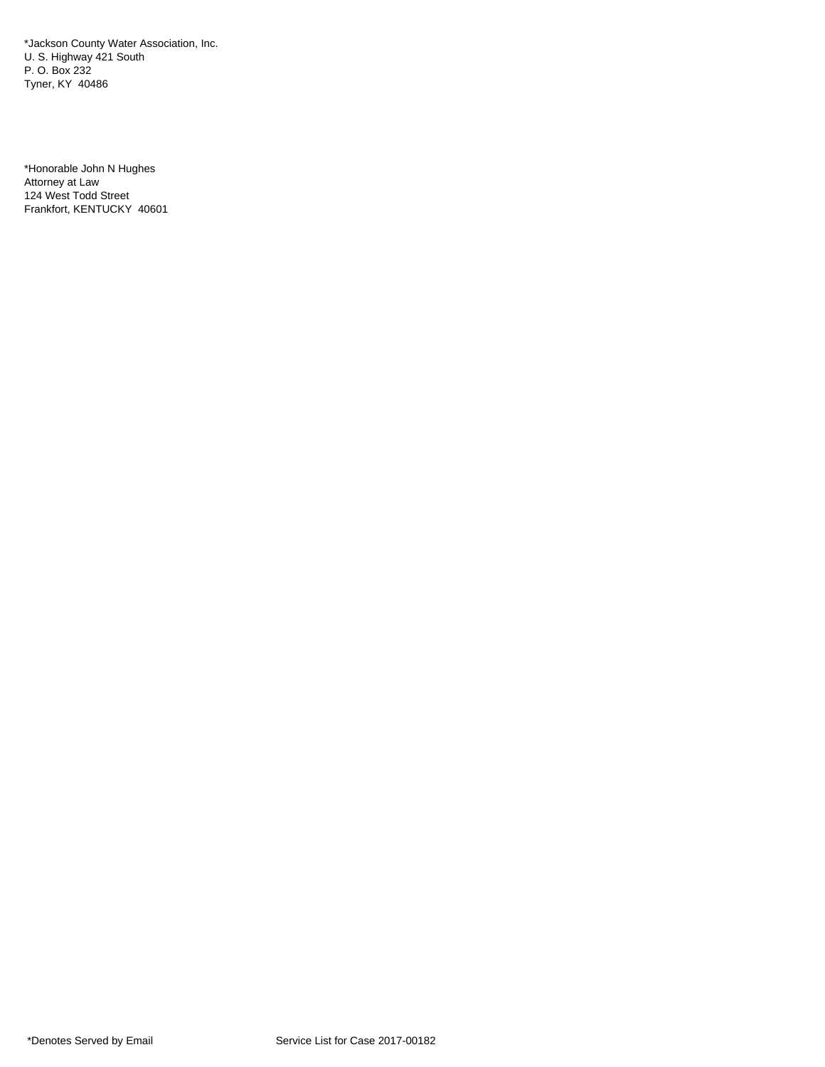*Jackson County Water Association, Inc.
U. S. Highway 421 South
P. O. Box 232
Tyner, KY  40486

*Honorable John N Hughes
Attorney at Law
124 West Todd Street
Frankfort, KENTUCKY  40601

*Denotes Served by Email

Service List for Case 2017-00182